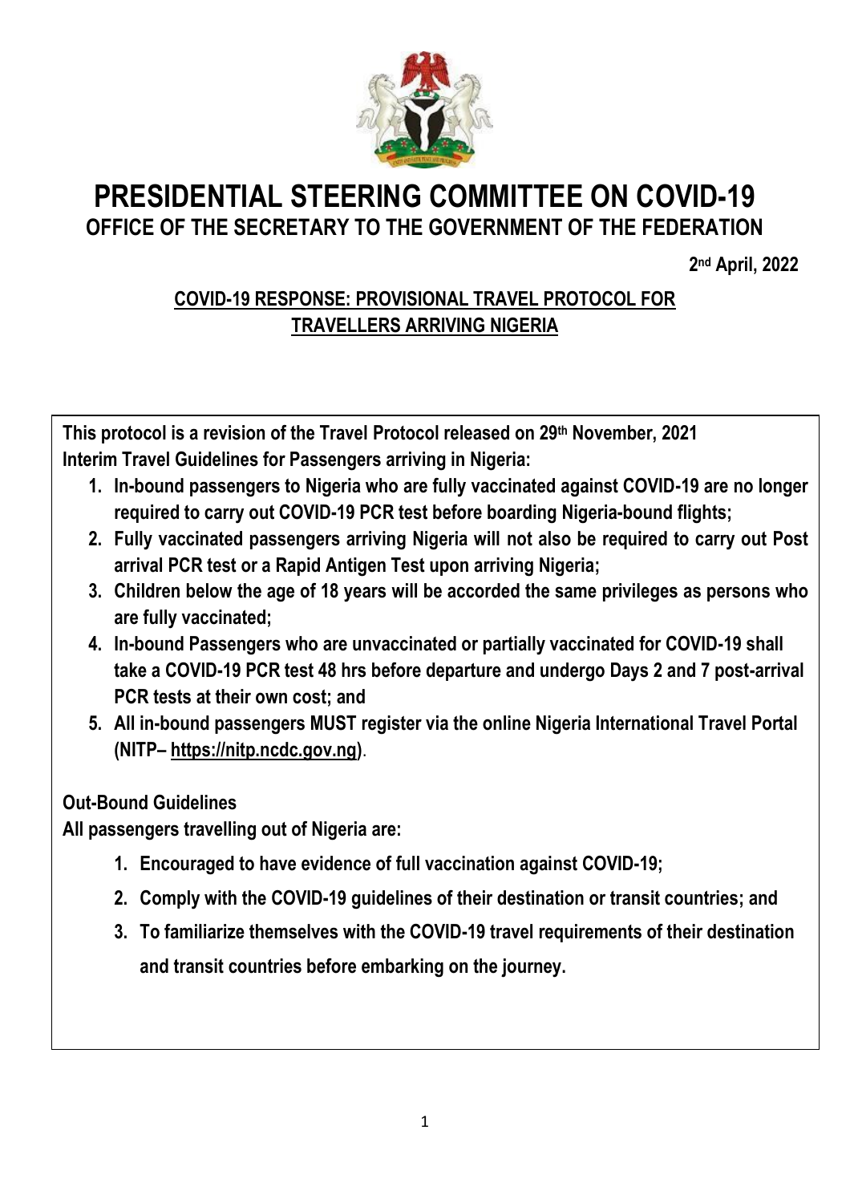# PRESIDENTIAL STEERING COMMITTEE ON COVID-19

## OFFICE OF THE SECRETARY TO THE GOVERNMENT OF THE FEDERATION

**2nd April, 2022**

### COVID-19 RESPONSE: PROVISIONAL TRAVEL PROTOCOL FOR TRAVELLERS ARRIVING NIGERIA

**This protocol is a revision of the Travel Protocol released on 29th November, 2021**

**Interim Travel Guidelines for Passengers arriving in Nigeria:**

1. **In-bound passengers to Nigeria who are fully vaccinated against COVID-19 are no longer required to carry out COVID-19 PCR test before boarding Nigeria-bound flights;**
2. **Fully vaccinated passengers arriving Nigeria will not also be required to carry out Post arrival PCR test or a Rapid Antigen Test upon arriving Nigeria;**
3. **Children below the age of 18 years will be accorded the same privileges as persons who are fully vaccinated;**
4. **In-bound Passengers who are unvaccinated or partially vaccinated for COVID-19 shall take a COVID-19 PCR test 48 hrs before departure and undergo Days 2 and 7 post-arrival PCR tests at their own cost; and**
5. **All in-bound passengers MUST register via the online Nigeria International Travel Portal (NITP– https://nitp.ncdc.gov.ng)**.

**Out-Bound Guidelines**

**All passengers travelling out of Nigeria are:**

1. **Encouraged to have evidence of full vaccination against COVID-19;**
2. **Comply with the COVID-19 guidelines of their destination or transit countries; and**
3. **To familiarize themselves with the COVID-19 travel requirements of their destination and transit countries before embarking on the journey.**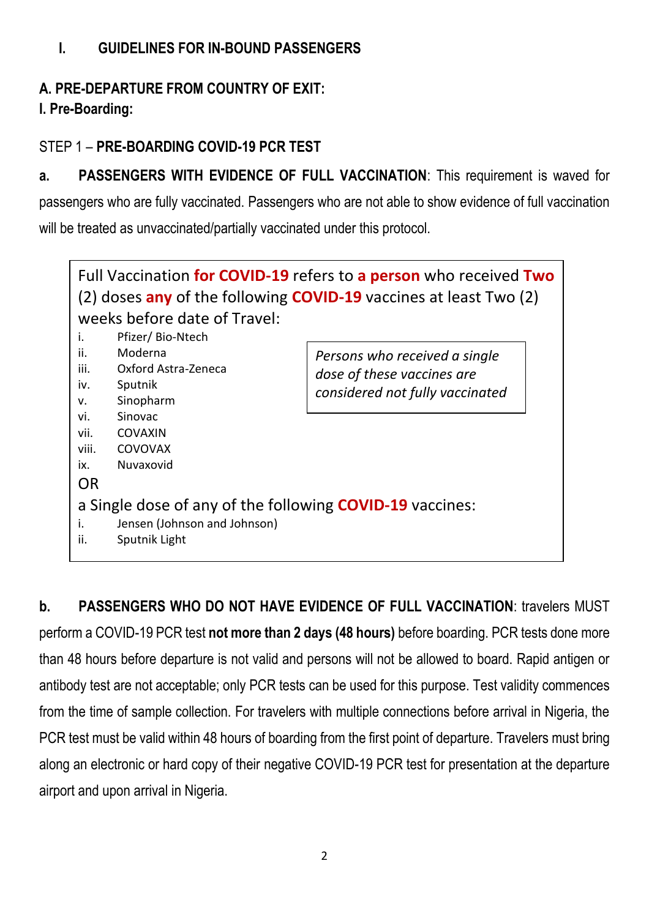## I. GUIDELINES FOR IN-BOUND PASSENGERS

### A. PRE-DEPARTURE FROM COUNTRY OF EXIT:

### I. Pre-Boarding:

STEP 1 – **PRE-BOARDING COVID-19 PCR TEST**

**a. PASSENGERS WITH EVIDENCE OF FULL VACCINATION**: This requirement is waved for passengers who are fully vaccinated. Passengers who are not able to show evidence of full vaccination will be treated as unvaccinated/partially vaccinated under this protocol.

> Full Vaccination **for COVID-19** refers to **a person** who received **Two** (2) doses **any** of the following **COVID-19** vaccines at least Two (2) weeks before date of Travel:
>
> i. Pfizer/ Bio-Ntech
> ii. Moderna
> iii. Oxford Astra-Zeneca
> iv. Sputnik
> v. Sinopharm
> vi. Sinovac
> vii. COVAXIN
> viii. COVOVAX
> ix. Nuvaxovid
>
> *Persons who received a single dose of these vaccines are considered not fully vaccinated*
>
> OR
>
> a Single dose of any of the following **COVID-19** vaccines:
>
> i. Jensen (Johnson and Johnson)
> ii. Sputnik Light

**b. PASSENGERS WHO DO NOT HAVE EVIDENCE OF FULL VACCINATION**: travelers MUST perform a COVID-19 PCR test **not more than 2 days (48 hours)** before boarding. PCR tests done more than 48 hours before departure is not valid and persons will not be allowed to board. Rapid antigen or antibody test are not acceptable; only PCR tests can be used for this purpose. Test validity commences from the time of sample collection. For travelers with multiple connections before arrival in Nigeria, the PCR test must be valid within 48 hours of boarding from the first point of departure. Travelers must bring along an electronic or hard copy of their negative COVID-19 PCR test for presentation at the departure airport and upon arrival in Nigeria.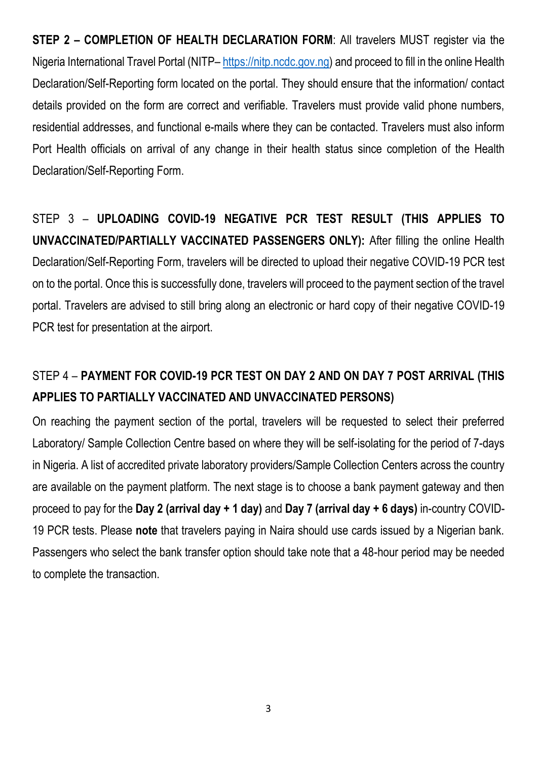**STEP 2 – COMPLETION OF HEALTH DECLARATION FORM**: All travelers MUST register via the Nigeria International Travel Portal (NITP– https://nitp.ncdc.gov.ng) and proceed to fill in the online Health Declaration/Self-Reporting form located on the portal. They should ensure that the information/ contact details provided on the form are correct and verifiable. Travelers must provide valid phone numbers, residential addresses, and functional e-mails where they can be contacted. Travelers must also inform Port Health officials on arrival of any change in their health status since completion of the Health Declaration/Self-Reporting Form.

STEP 3 – **UPLOADING COVID-19 NEGATIVE PCR TEST RESULT (THIS APPLIES TO UNVACCINATED/PARTIALLY VACCINATED PASSENGERS ONLY):** After filling the online Health Declaration/Self-Reporting Form, travelers will be directed to upload their negative COVID-19 PCR test on to the portal. Once this is successfully done, travelers will proceed to the payment section of the travel portal. Travelers are advised to still bring along an electronic or hard copy of their negative COVID-19 PCR test for presentation at the airport.

STEP 4 – **PAYMENT FOR COVID-19 PCR TEST ON DAY 2 AND ON DAY 7 POST ARRIVAL (THIS APPLIES TO PARTIALLY VACCINATED AND UNVACCINATED PERSONS)**

On reaching the payment section of the portal, travelers will be requested to select their preferred Laboratory/ Sample Collection Centre based on where they will be self-isolating for the period of 7-days in Nigeria. A list of accredited private laboratory providers/Sample Collection Centers across the country are available on the payment platform. The next stage is to choose a bank payment gateway and then proceed to pay for the **Day 2 (arrival day + 1 day)** and **Day 7 (arrival day + 6 days)** in-country COVID-19 PCR tests. Please **note** that travelers paying in Naira should use cards issued by a Nigerian bank. Passengers who select the bank transfer option should take note that a 48-hour period may be needed to complete the transaction.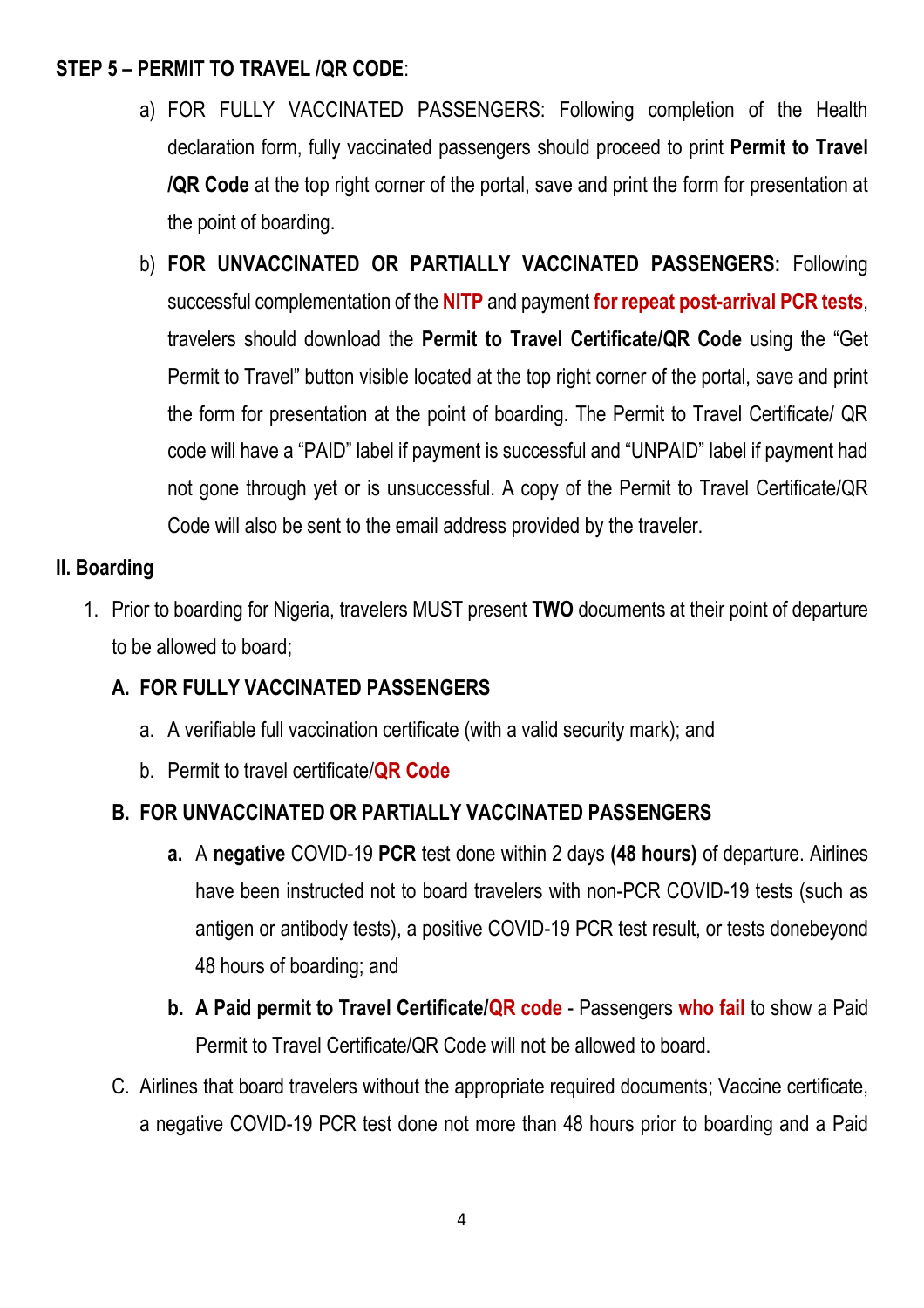**STEP 5 – PERMIT TO TRAVEL /QR CODE**:

a) FOR FULLY VACCINATED PASSENGERS: Following completion of the Health declaration form, fully vaccinated passengers should proceed to print **Permit to Travel /QR Code** at the top right corner of the portal, save and print the form for presentation at the point of boarding.

b) **FOR UNVACCINATED OR PARTIALLY VACCINATED PASSENGERS:** Following successful complementation of the **NITP** and payment **for repeat post-arrival PCR tests**, travelers should download the **Permit to Travel Certificate/QR Code** using the "Get Permit to Travel" button visible located at the top right corner of the portal, save and print the form for presentation at the point of boarding. The Permit to Travel Certificate/ QR code will have a "PAID" label if payment is successful and "UNPAID" label if payment had not gone through yet or is unsuccessful. A copy of the Permit to Travel Certificate/QR Code will also be sent to the email address provided by the traveler.

**II. Boarding**

1. Prior to boarding for Nigeria, travelers MUST present **TWO** documents at their point of departure to be allowed to board;

   **A. FOR FULLY VACCINATED PASSENGERS**

   a. A verifiable full vaccination certificate (with a valid security mark); and

   b. Permit to travel certificate/**QR Code**

   **B. FOR UNVACCINATED OR PARTIALLY VACCINATED PASSENGERS**

   **a.** A **negative** COVID-19 **PCR** test done within 2 days **(48 hours)** of departure. Airlines have been instructed not to board travelers with non-PCR COVID-19 tests (such as antigen or antibody tests), a positive COVID-19 PCR test result, or tests donebeyond 48 hours of boarding; and

   **b. A Paid permit to Travel Certificate/QR code** - Passengers **who fail** to show a Paid Permit to Travel Certificate/QR Code will not be allowed to board.

   C. Airlines that board travelers without the appropriate required documents; Vaccine certificate, a negative COVID-19 PCR test done not more than 48 hours prior to boarding and a Paid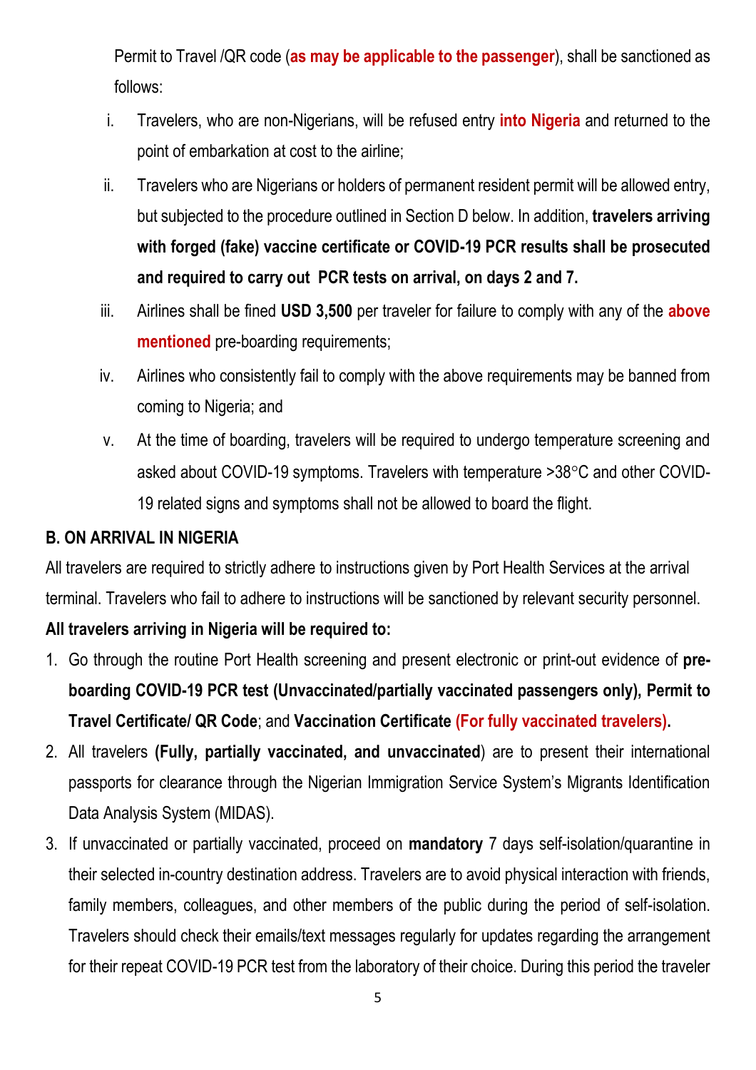Permit to Travel /QR code (**as may be applicable to the passenger**), shall be sanctioned as follows:

i. Travelers, who are non-Nigerians, will be refused entry **into Nigeria** and returned to the point of embarkation at cost to the airline;

ii. Travelers who are Nigerians or holders of permanent resident permit will be allowed entry, but subjected to the procedure outlined in Section D below. In addition, **travelers arriving with forged (fake) vaccine certificate or COVID-19 PCR results shall be prosecuted and required to carry out PCR tests on arrival, on days 2 and 7.**

iii. Airlines shall be fined **USD 3,500** per traveler for failure to comply with any of the **above mentioned** pre-boarding requirements;

iv. Airlines who consistently fail to comply with the above requirements may be banned from coming to Nigeria; and

v. At the time of boarding, travelers will be required to undergo temperature screening and asked about COVID-19 symptoms. Travelers with temperature >38°C and other COVID-19 related signs and symptoms shall not be allowed to board the flight.

## B. ON ARRIVAL IN NIGERIA

All travelers are required to strictly adhere to instructions given by Port Health Services at the arrival terminal. Travelers who fail to adhere to instructions will be sanctioned by relevant security personnel.

**All travelers arriving in Nigeria will be required to:**

1. Go through the routine Port Health screening and present electronic or print-out evidence of **pre-boarding COVID-19 PCR test (Unvaccinated/partially vaccinated passengers only), Permit to Travel Certificate/ QR Code**; and **Vaccination Certificate (For fully vaccinated travelers).**
2. All travelers **(Fully, partially vaccinated, and unvaccinated**) are to present their international passports for clearance through the Nigerian Immigration Service System's Migrants Identification Data Analysis System (MIDAS).
3. If unvaccinated or partially vaccinated, proceed on **mandatory** 7 days self-isolation/quarantine in their selected in-country destination address. Travelers are to avoid physical interaction with friends, family members, colleagues, and other members of the public during the period of self-isolation. Travelers should check their emails/text messages regularly for updates regarding the arrangement for their repeat COVID-19 PCR test from the laboratory of their choice. During this period the traveler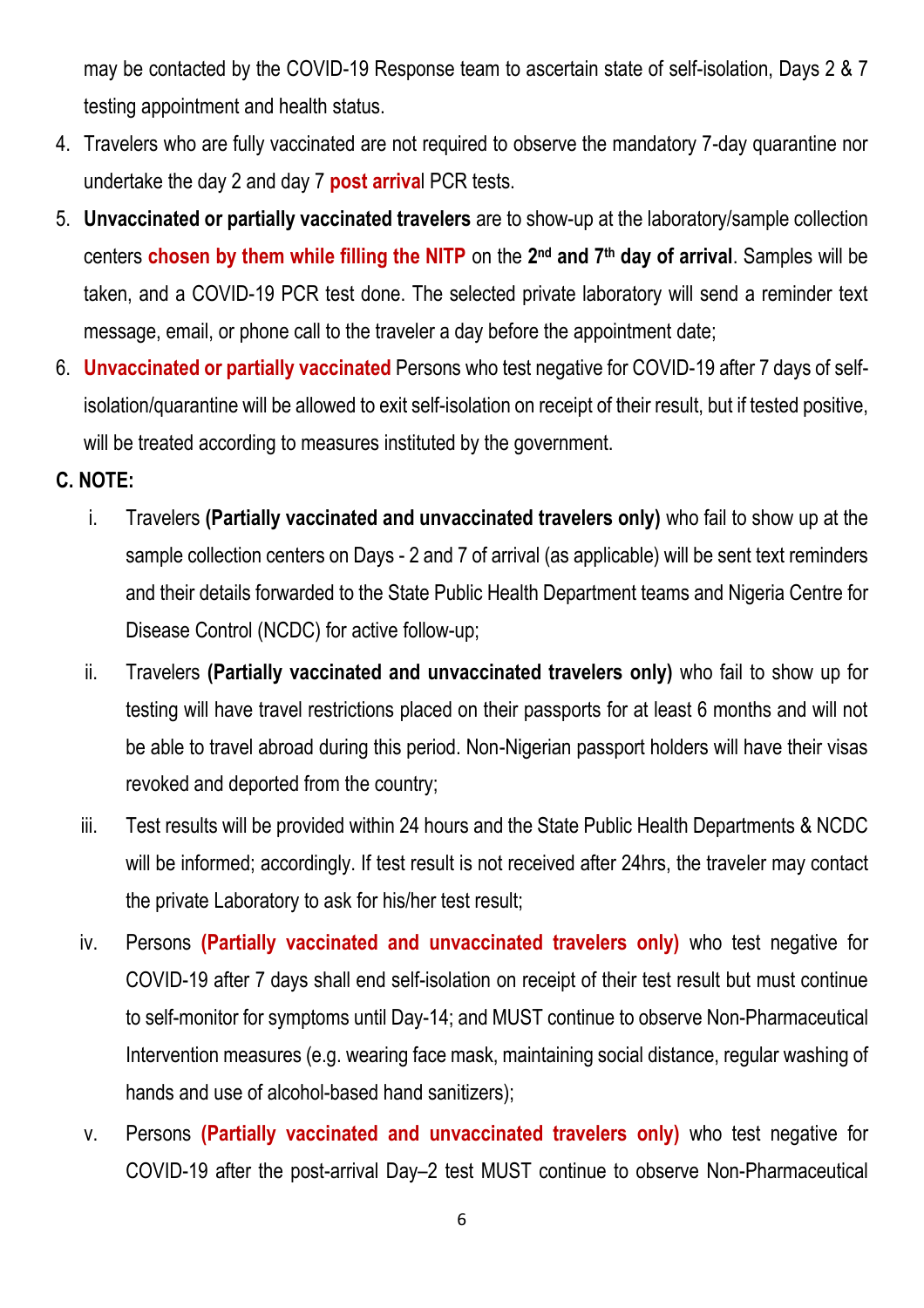may be contacted by the COVID-19 Response team to ascertain state of self-isolation, Days 2 & 7 testing appointment and health status.

4. Travelers who are fully vaccinated are not required to observe the mandatory 7-day quarantine nor undertake the day 2 and day 7 **post arrival** PCR tests.
5. **Unvaccinated or partially vaccinated travelers** are to show-up at the laboratory/sample collection centers **chosen by them while filling the NITP** on the **2nd and 7th day of arrival**. Samples will be taken, and a COVID-19 PCR test done. The selected private laboratory will send a reminder text message, email, or phone call to the traveler a day before the appointment date;
6. **Unvaccinated or partially vaccinated** Persons who test negative for COVID-19 after 7 days of self-isolation/quarantine will be allowed to exit self-isolation on receipt of their result, but if tested positive, will be treated according to measures instituted by the government.

**C. NOTE:**

i. Travelers **(Partially vaccinated and unvaccinated travelers only)** who fail to show up at the sample collection centers on Days - 2 and 7 of arrival (as applicable) will be sent text reminders and their details forwarded to the State Public Health Department teams and Nigeria Centre for Disease Control (NCDC) for active follow-up;

ii. Travelers **(Partially vaccinated and unvaccinated travelers only)** who fail to show up for testing will have travel restrictions placed on their passports for at least 6 months and will not be able to travel abroad during this period. Non-Nigerian passport holders will have their visas revoked and deported from the country;

iii. Test results will be provided within 24 hours and the State Public Health Departments & NCDC will be informed; accordingly. If test result is not received after 24hrs, the traveler may contact the private Laboratory to ask for his/her test result;

iv. Persons **(Partially vaccinated and unvaccinated travelers only)** who test negative for COVID-19 after 7 days shall end self-isolation on receipt of their test result but must continue to self-monitor for symptoms until Day-14; and MUST continue to observe Non-Pharmaceutical Intervention measures (e.g. wearing face mask, maintaining social distance, regular washing of hands and use of alcohol-based hand sanitizers);

v. Persons **(Partially vaccinated and unvaccinated travelers only)** who test negative for COVID-19 after the post-arrival Day–2 test MUST continue to observe Non-Pharmaceutical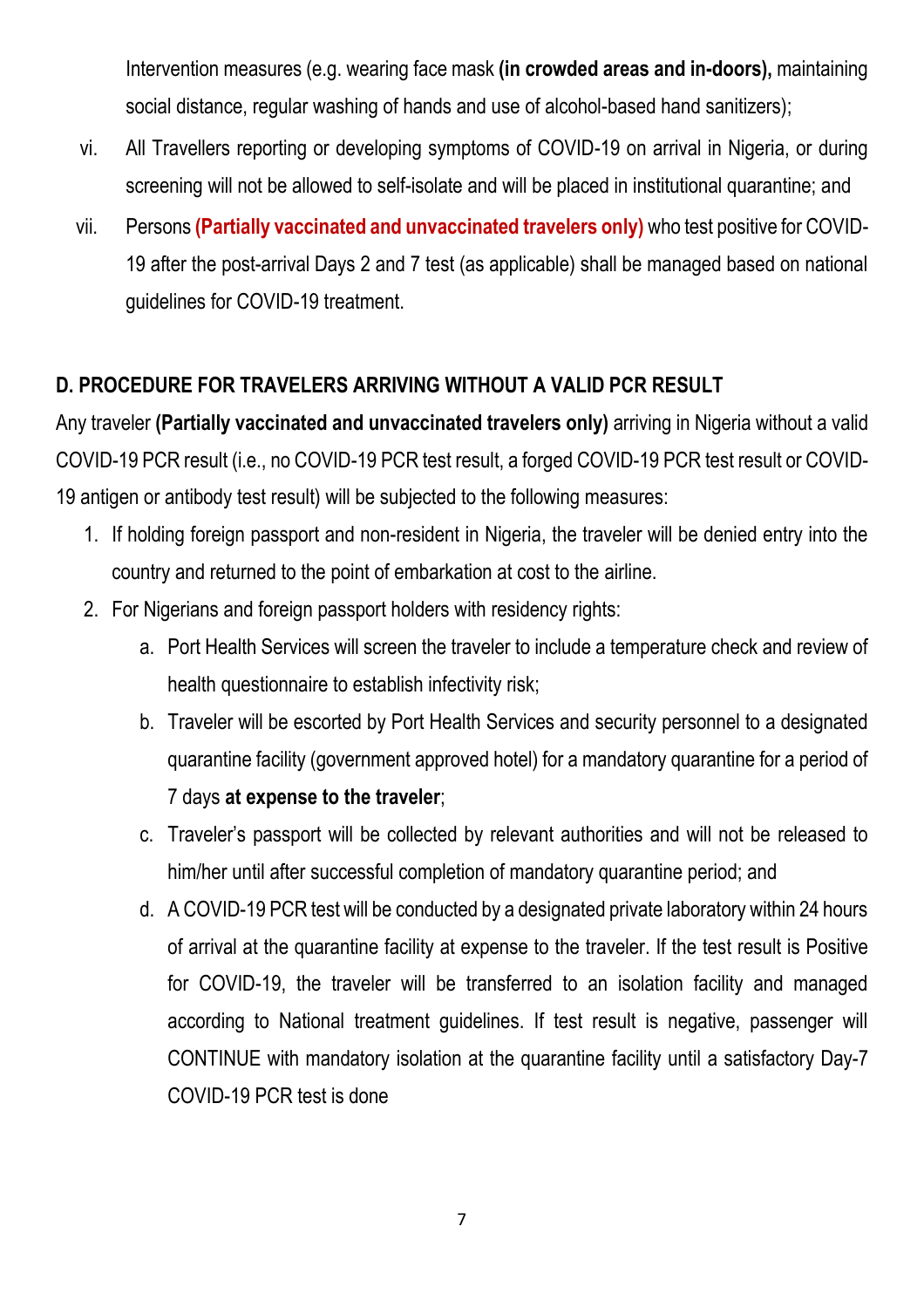Intervention measures (e.g. wearing face mask **(in crowded areas and in-doors),** maintaining social distance, regular washing of hands and use of alcohol-based hand sanitizers);

vi. All Travellers reporting or developing symptoms of COVID-19 on arrival in Nigeria, or during screening will not be allowed to self-isolate and will be placed in institutional quarantine; and

vii. Persons **(Partially vaccinated and unvaccinated travelers only)** who test positive for COVID-19 after the post-arrival Days 2 and 7 test (as applicable) shall be managed based on national guidelines for COVID-19 treatment.

## D. PROCEDURE FOR TRAVELERS ARRIVING WITHOUT A VALID PCR RESULT

Any traveler **(Partially vaccinated and unvaccinated travelers only)** arriving in Nigeria without a valid COVID-19 PCR result (i.e., no COVID-19 PCR test result, a forged COVID-19 PCR test result or COVID-19 antigen or antibody test result) will be subjected to the following measures:

1. If holding foreign passport and non-resident in Nigeria, the traveler will be denied entry into the country and returned to the point of embarkation at cost to the airline.
2. For Nigerians and foreign passport holders with residency rights:
   a. Port Health Services will screen the traveler to include a temperature check and review of health questionnaire to establish infectivity risk;
   b. Traveler will be escorted by Port Health Services and security personnel to a designated quarantine facility (government approved hotel) for a mandatory quarantine for a period of 7 days **at expense to the traveler**;
   c. Traveler's passport will be collected by relevant authorities and will not be released to him/her until after successful completion of mandatory quarantine period; and
   d. A COVID-19 PCR test will be conducted by a designated private laboratory within 24 hours of arrival at the quarantine facility at expense to the traveler. If the test result is Positive for COVID-19, the traveler will be transferred to an isolation facility and managed according to National treatment guidelines. If test result is negative, passenger will CONTINUE with mandatory isolation at the quarantine facility until a satisfactory Day-7 COVID-19 PCR test is done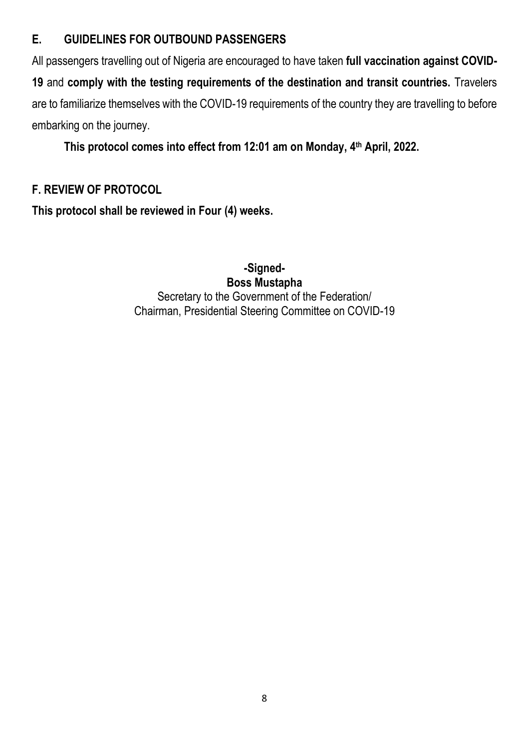## E. GUIDELINES FOR OUTBOUND PASSENGERS

All passengers travelling out of Nigeria are encouraged to have taken **full vaccination against COVID-19** and **comply with the testing requirements of the destination and transit countries.** Travelers are to familiarize themselves with the COVID-19 requirements of the country they are travelling to before embarking on the journey.

**This protocol comes into effect from 12:01 am on Monday, 4th April, 2022.**

## F. REVIEW OF PROTOCOL

**This protocol shall be reviewed in Four (4) weeks.**

**-Signed-**
**Boss Mustapha**
Secretary to the Government of the Federation/
Chairman, Presidential Steering Committee on COVID-19